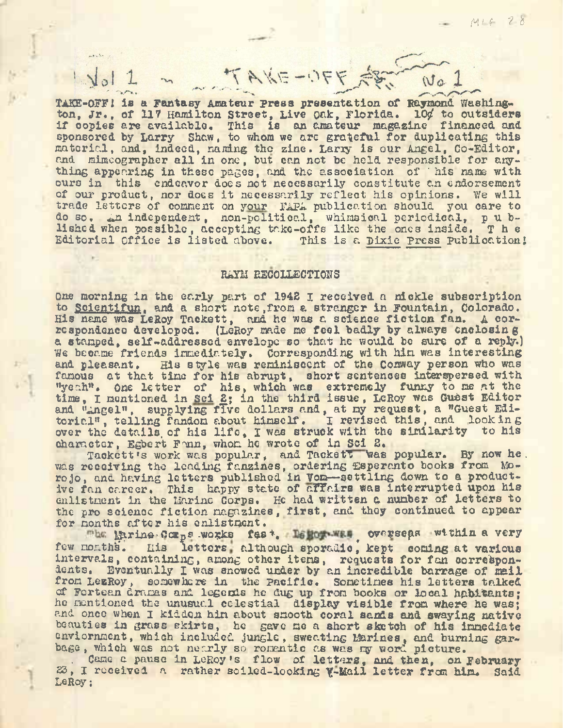# Vol 1 ~ TAKE-OFF! ~ No 1

TAKE-OFF! is a Fantasy Amateur Press presentation of Raymond Washington, Jr., of 117 Hamilton Street, Live Oak, Florida. 10¢ to outsiders if copies are available. This is an amateur magazine financed and sponsored by Larry Shaw, to whom we are grateful for duplicating this material, and, indeed, naming the zine. Larry is our Angel, Co-Editor, and mimeographer all in one, but can not be held responsible for anything appearing in these pages, and the association of his name with ours in this endeavor does not necessarily constitute an endorsement of our product, nor does it necessarily reflect his opinions. We will trade letters of comment on your FAPA publication should you care to do so. An independent, non-political, whimsical periodical, published when possible, accepting take-offs like the ones inside. The Editorial Office is listed above. This is a Dixie Press Publication!

## RAYM RECOLLECTIONS

One morning in the early part of 1942 I received a nickle subscription to Scientifun, and a short note,from a stranger in Fountain, Colorado. His name was LeRoy Tackett, and he was a science fiction fan. A correspondence developed. (LeRoy made me feel badly by always enclosing a stamped, self-addressed envelope so that he would be sure of a reply.) We became friends immediately. Corresponding with him was interesting and pleasant. His style was reminiscent of the Conway person who was famous at that time for his abrupt, short sentences interspersed with "yeah". One letter of his, which was extremely funny to me at the time, I mentioned in Sci 2; in the third issue, LeRoy was Guest Editor and "Angel", supplying five dollars and, at my request, a "Guest Editorial", telling fandom about himself. I revised this, and looking over the details of his life, I was struck with the similarity to his character, Egbert Fann, whom he wrote of in Sci 2.

Tackett's work was popular, and Tackett was popular. By now he was receiving the leading fanzines, ordering Esperanto books from Morojo, and having letters published in Vom—settling down to a productive fan career. This happy state of affairs was interrupted upon his enlistment in the Marine Corps. He had written a number of letters to the pro science fiction magazines, first, and they continued to appear for months after his enlistment.

The Marine Corps works fast. LeRoy was overseas within a very few months. His letters, although sporadic, kept coming at various intervals, containing, among other items, requests for fan correspondents. Eventually I was snowed under by an incredible barrage of mail from LeeRoy, somewhere in the Pacific. Sometimes his letters talked of Fortean dramas and legends he dug up from books or local habitants; he mentioned the unusual celestial display visible from where he was; and once when I kidden him about smooth coral sands and swaying native beauties in grass skirts, he gave me a short sketch of his immediate enviornment, which included jungle, sweating Marines, and burning garbage, which was not nearly so romantic as was my word picture.

Came a pause in LeRoy's flow of letters, and then, on February 23, I received a rather soiled-looking V-Mail letter from him. Said LeRoy: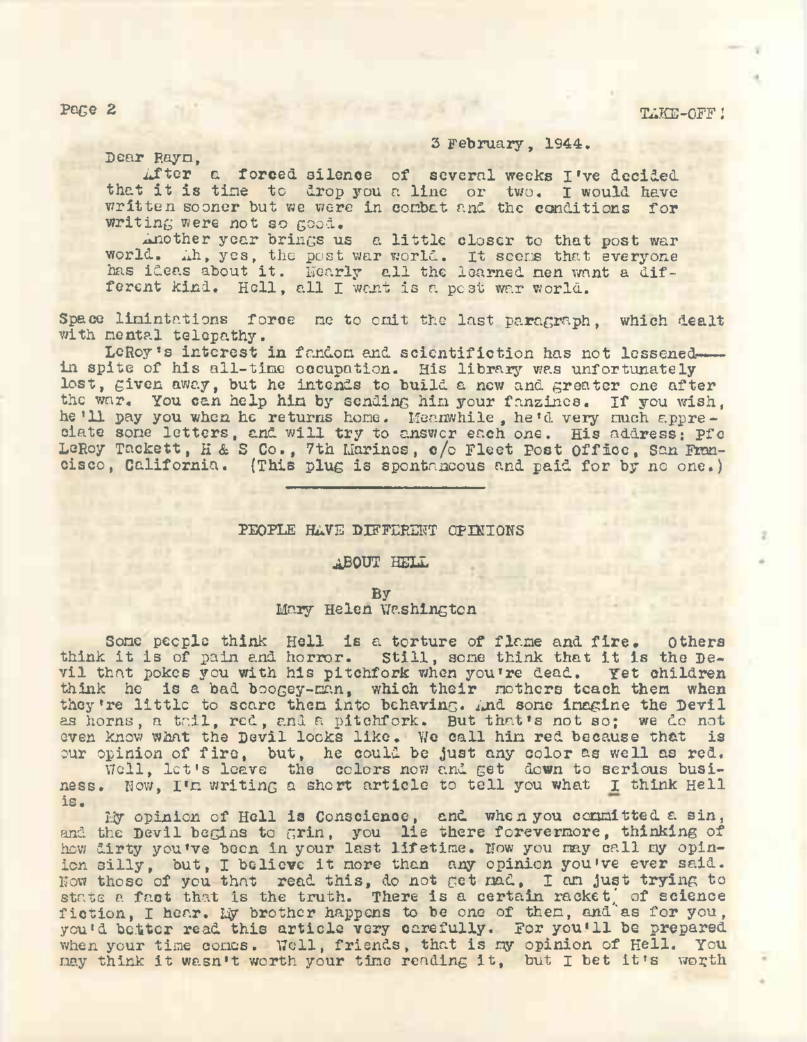3 February, 1944.

Dear Raym,

After a forced silence of several weeks I've decided that it is time to drop you a line or two. I would have written sooner but we were in combat and the conditions for writing were not so good.

Another year brings us a little closer to that post war world. Ah, yes, the post war world. It seems that everyone has ideas about it. Nearly all the learned men want a different kind. Hell, all I want is a post war world.

Space limitations force me to omit the last paragraph, which dealt with mental telepathy.

LeRoy's interest in fandom and scientifiction has not lessened—in spite of his all-time occupation. His library was unfortunately lost, given away, but he intends to build a new and greater one after the war. You can help him by sending him your fanzines. If you wish, he'll pay you when he returns home. Meanwhile, he'd very much appreciate some letters, and will try to answer each one. His address: Pfc LeRoy Tackett, H & S Co., 7th Marines, c/o Fleet Post Office, San Francisco, California. (This plug is spontaneous and paid for by no one.)

---

## PEOPLE HAVE DIFFERENT OPINIONS

## ABOUT HELL

By
Mary Helen Washington

Some people think Hell is a torture of flame and fire. Others think it is of pain and horror. Still, some think that it is the Devil that pokes you with his pitchfork when you're dead. Yet children think he is a bad boogey-man, which their mothers teach them when they're little to scare them into behaving. And some imagine the Devil as horns, a tail, red, and a pitchfork. But that's not so; we do not even know what the Devil looks like. We call him red because that is our opinion of fire, but, he could be just any color as well as red.

Well, let's leave the colors now and get down to serious business. Now, I'm writing a short article to tell you what I think Hell is.

My opinion of Hell is Conscience, and when you committed a sin, and the Devil begins to grin, you lie there forevermore, thinking of how dirty you've been in your last lifetime. Now you may call my opinion silly, but, I believe it more than any opinion you've ever said. Now those of you that read this, do not get mad, I am just trying to state a fact that is the truth. There is a certain racket of science fiction, I hear. My brother happens to be one of them, and as for you, you'd better read this article very carefully. For you'll be prepared when your time comes. Well, friends, that is my opinion of Hell. You may think it wasn't worth your time reading it, but I bet it's worth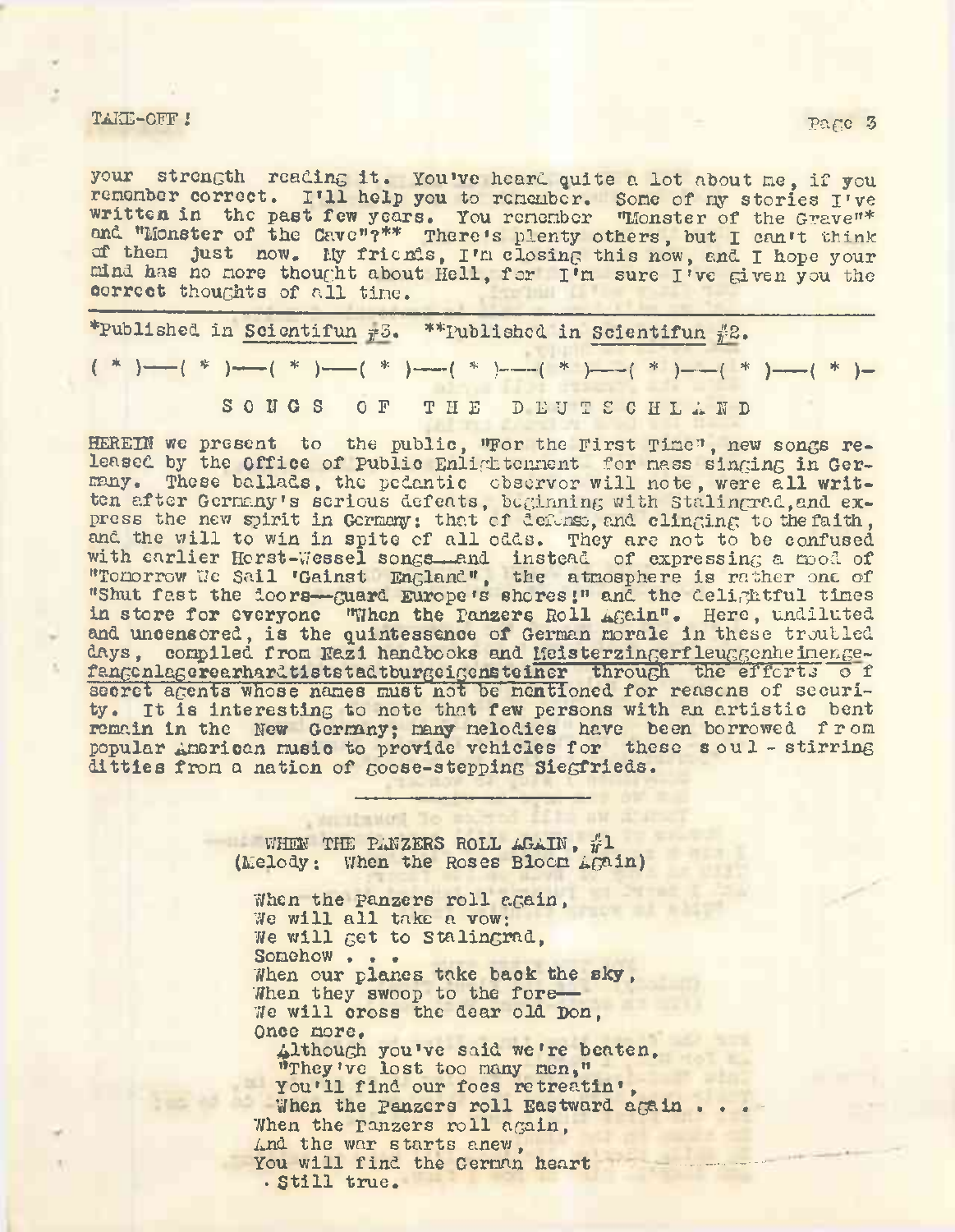your strength reading it. You've heard quite a lot about me, if you remember correct. I'll help you to remember. Some of my stories I've written in the past few years. You remember "Monster of the Grave"* and "Monster of the Cave"?** There's plenty others, but I can't think of them just now. My friends, I'm closing this now, and I hope your mind has no more thought about Hell, for I'm sure I've given you the correct thoughts of all time.

---

*Published in Scientifun #3. **Published in Scientifun #2.

( * )——( * )——( * )——( * )——( * )——( * )——( * )——( * )——( * )—

## S O N G S   O F   T H E   D E U T S C H L A N D

HEREIN we present to the public, "For the First Time", new songs released by the Office of Public Enlightenment for mass singing in Germany. These ballads, the pedantic observer will note, were all written after Germany's serious defeats, beginning with Stalingrad, and express the new spirit in Germany: that of defense, and clinging to the faith, and the will to win in spite of all odds. They are not to be confused with earlier Horst-Wessel songs—and instead of expressing a mood of "Tomorrow We Sail 'Gainst England", the atmosphere is rather one of "Shut fast the doors—guard Europe's shores!" and the delightful times in store for everyone "When the Panzers Roll Again". Here, undiluted and uncensored, is the quintessence of German morale in these troubled days, compiled from Nazi handbooks and Meisterzingerfleuggenheimergefangenlagerearhardtiststadtburgeigensteiner through the efforts of secret agents whose names must not be mentioned for reasons of security. It is interesting to note that few persons with an artistic bent remain in the New Germany; many melodies have been borrowed from popular American music to provide vehicles for these soul-stirring ditties from a nation of goose-stepping Siegfrieds.

---

WHEN THE PANZERS ROLL AGAIN, #1
(Melody: When the Roses Bloom Again)

When the Panzers roll again,
We will all take a vow;
We will get to Stalingrad,
Somehow . . .
When our planes take back the sky,
When they swoop to the fore—
We will cross the dear old Don,
Once more.
  Although you've said we're beaten,
  "They've lost too many men,"
  You'll find our foes retreatin',
  When the Panzers roll Eastward again . . .
When the Panzers roll again,
And the war starts anew,
You will find the German heart
  Still true.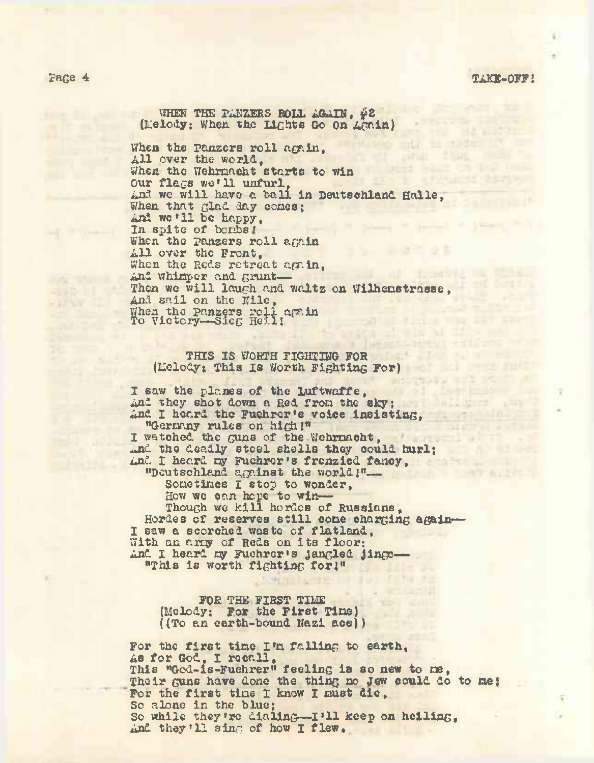## WHEN THE PANZERS ROLL AGAIN, #2
(Melody: When the Lights Go On Again)

When the Panzers roll again,
All over the world,
When the Wehrmacht starts to win
Our flags we'll unfurl,
And we will have a ball in Deutschland Halle,
When that glad day comes;
And we'll be happy,
In spite of bombs!
When the Panzers roll again
All over the Front,
When the Reds retreat again,
And whimper and grunt—
Then we will laugh and waltz on Wilhemstrasse,
And sail on the Nile,
When the Panzers roll again
To Victory—Sieg Heil!

## THIS IS WORTH FIGHTING FOR
(Melody: This Is Worth Fighting For)

I saw the planes of the Luftwaffe,
And they shot down a Red from the sky;
And I heard the Fuehrer's voice insisting,
"Germany rules on high!"
I watched the guns of the Wehrmacht,
And the deadly steel shells they could hurl;
And I heard my Fuehrer's frenzied fancy,
"Deutschland against the world!"—
Sometimes I stop to wonder,
How we can hope to win—
Though we kill hordes of Russians,
Hordes of reserves still come charging again—
I saw a scorched waste of flatland,
With an army of Reds on its floor;
And I heard my Fuehrer's jangled jingo—
"This is worth fighting for!"

## FOR THE FIRST TIME
(Melody: For the First Time)
((To an earth-bound Nazi ace))

For the first time I'm falling to earth,
As for God, I recall,
This "God-is-Fuehrer" feeling is so new to me,
Their guns have done the thing no Jew could do to me;
For the first time I know I must die,
So alone in the blue;
So while they're dialing—I'll keep on heiling,
And they'll sing of how I flew.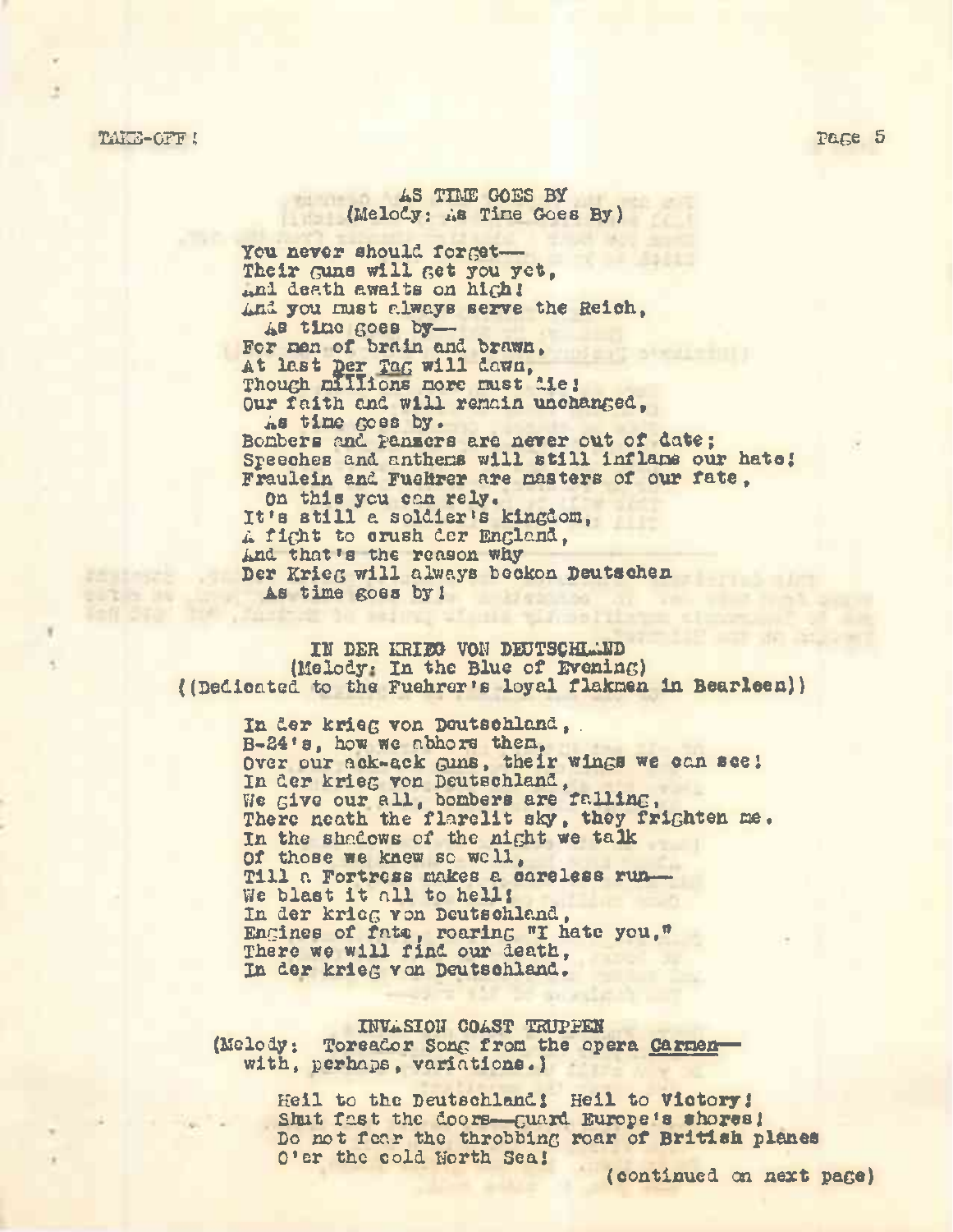## AS TIME GOES BY
(Melody: As Time Goes By)

You never should forget—
Their guns will get you yet,
And death awaits on high!
And you must always serve the Reich,
  As time goes by—
For men of brain and brawn,
At last Der Tag will dawn,
Though millions more must die!
Our faith and will remain unchanged,
  As time goes by.
Bombers and Panzers are never out of date;
Speeches and anthems will still inflame our hate!
Fraulein and Fuehrer are masters of our fate,
  On this you can rely.
It's still a soldier's kingdom,
A fight to crush der England,
And that's the reason why
Der Krieg will always beckon Deutschen
  As time goes by!

## IN DER KRIEG VON DEUTSCHLAND
(Melody: In the Blue of Evening)
((Dedicated to the Fuehrer's loyal flakmen in Bearleen))

In der krieg von Deutschland,
B-24's, how we abhore them,
Over our ack-ack guns, their wings we can see!
In der krieg von Deutschland,
We give our all, bombers are falling,
There neath the flarelit sky, they frighten me.
In the shadows of the night we talk
Of those we knew so well,
Till a Fortress makes a careless run—
We blast it all to hell!
In der krieg von Deutschland,
Engines of fate, roaring "I hate you,"
There we will find our death,
In der krieg von Deutschland.

## INVASION COAST TRUPPEN
(Melody: Toreador Song from the opera *Carmen*—
with, perhaps, variations.)

Heil to the Deutschland! Heil to Victory!
Shut fast the doors—guard Europe's shores!
Do not fear the throbbing roar of British planes
O'er the cold North Sea!

(continued on next page)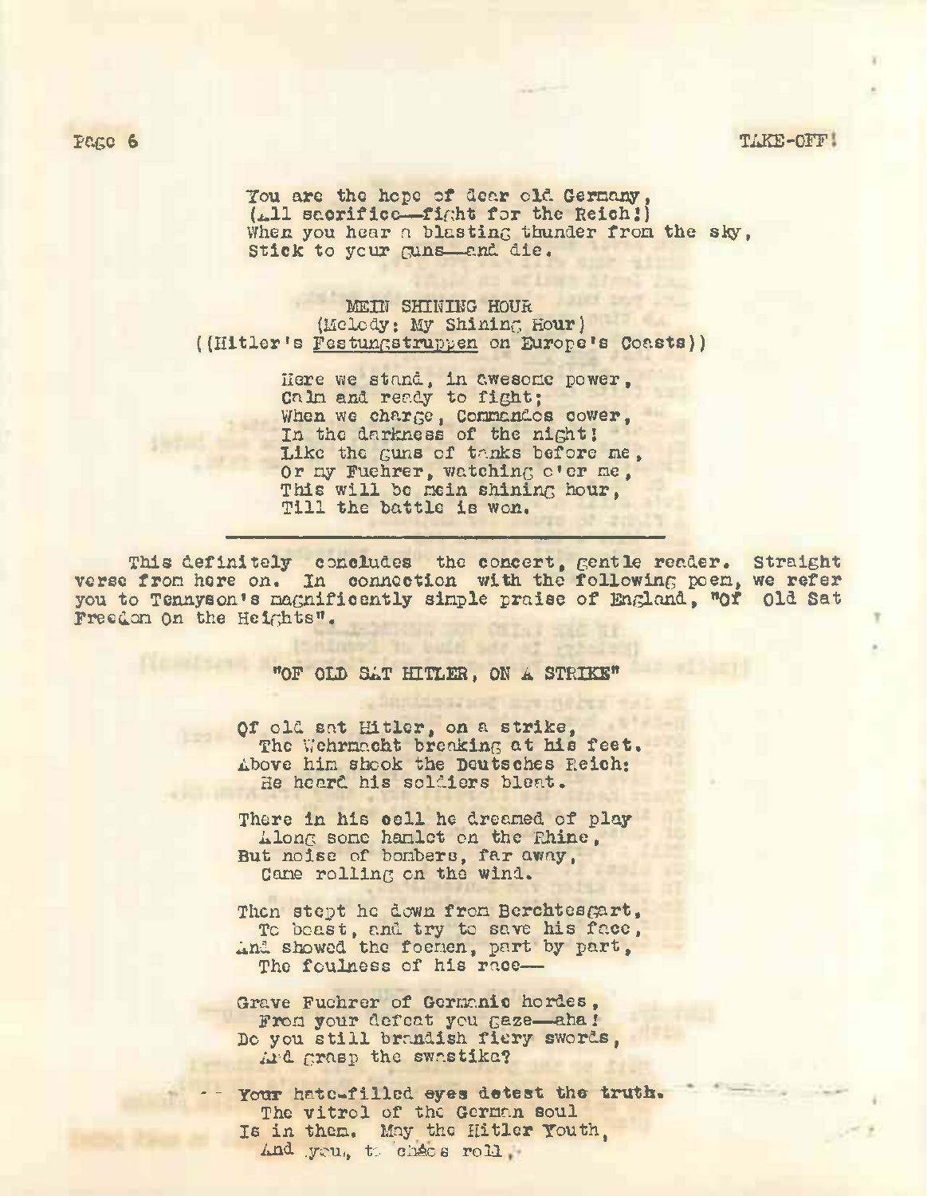You are the hope of dear old Germany,
(All sacrifice—fight for the Reich!)
When you hear a blasting thunder from the sky,
Stick to your guns—and die.

MEIN SHINING HOUR
(Melody: My Shining Hour)
((Hitler's *Festungstruppen* on Europe's Coasts))

Here we stand, in awesome power,
Calm and ready to fight;
When we charge, Commandos cower,
In the darkness of the night!
Like the guns of tanks before me,
Or my Fuehrer, watching o'er me,
This will be mein shining hour,
Till the battle is won.

---

This definitely concludes the concert, gentle reader. Straight verse from here on. In connection with the following poem, we refer you to Tennyson's magnificently simple praise of England, "Of Old Sat Freedom On the Heights".

"OF OLD SAT HITLER, ON A STRIKE"

Of old sat Hitler, on a strike,
The Wehrmacht breaking at his feet.
Above him shook the Deutsches Reich:
He heard his soldiers bleat.

There in his cell he dreamed of play
Along some hamlet on the Rhine,
But noise of bombers, far away,
Came rolling on the wind.

Then stept he down from Berchtesgart,
To boast, and try to save his face,
And showed the foemen, part by part,
The foulness of his race—

Grave Fuehrer of Germanic hordes,
From your defeat you gaze—aha!
Do you still brandish fiery swords,
And grasp the swastika?

Your hate-filled eyes detest the truth.
The vitrol of the German soul
Is in them. May the Hitler Youth,
And you, to chaos roll,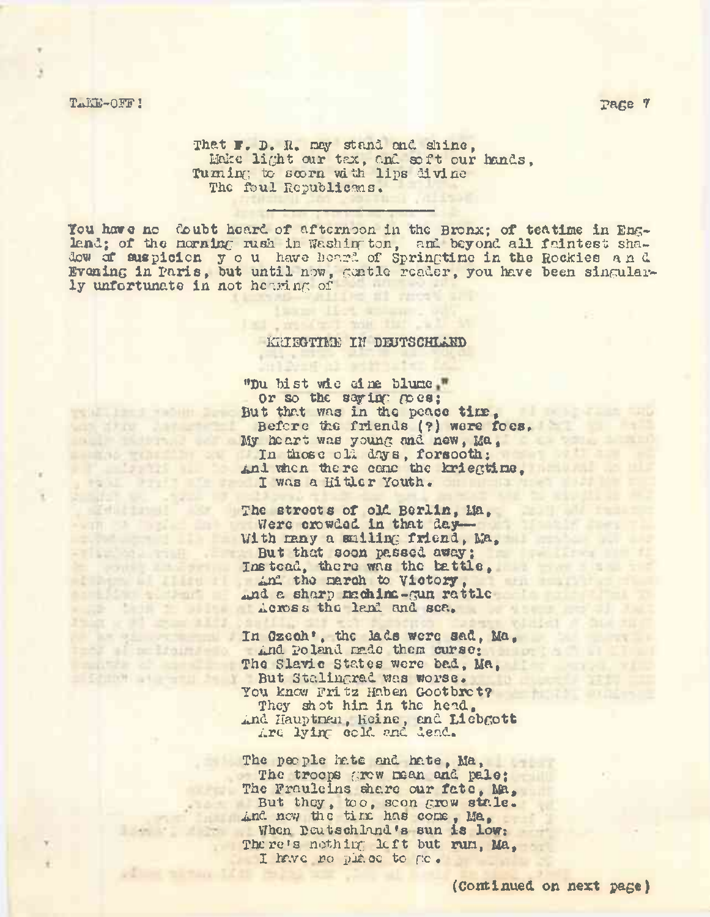That F. D. R. may stand and shine,
  Make light our tax, and soft our hands,
Turning to scorn with lips divine
  The foul Republicans.

---

You have no doubt heard of afternoon in the Bronx; of teatime in England; of the morning rush in Washington, and beyond all faintest shadow of suspicion y o u have heard of Springtime in the Rockies a n d Evening in Paris, but until now, gentle reader, you have been singularly unfortunate in not hearing of

## KRIEGTIME IN DEUTSCHLAND

"Du bist wie eine blume,"
  Or so the saying goes;
But that was in the peace time,
  Before the friends (?) were foes.
My heart was young and new, Ma,
  In those old days, forsooth;
And when there came the kriegtime,
  I was a Hitler Youth.

The streets of old Berlin, Ma,
  Were crowded in that day—
With many a smiling friend, Ma,
  But that soon passed away;
Instead, there was the battle,
  And the march to Victory,
And a sharp machine-gun rattle
  Across the land and sea.

In Czech', the lads were sad, Ma,
  And Poland made them curse;
The Slavic States were bad, Ma,
  But Stalingrad was worse.
You know Fritz Haben Gootbret?
  They shot him in the head,
And Hauptman, Heine, and Liebgott
  Are lying cold and dead.

The people hate and hate, Ma,
  The troops grow mean and pale;
The Frauleins share our fate, Ma,
  But they, too, soon grow stale.
And now the time has come, Ma,
  When Deutschland's sun is low;
There's nothing left but run, Ma,
  I have no place to go.

(Continued on next page)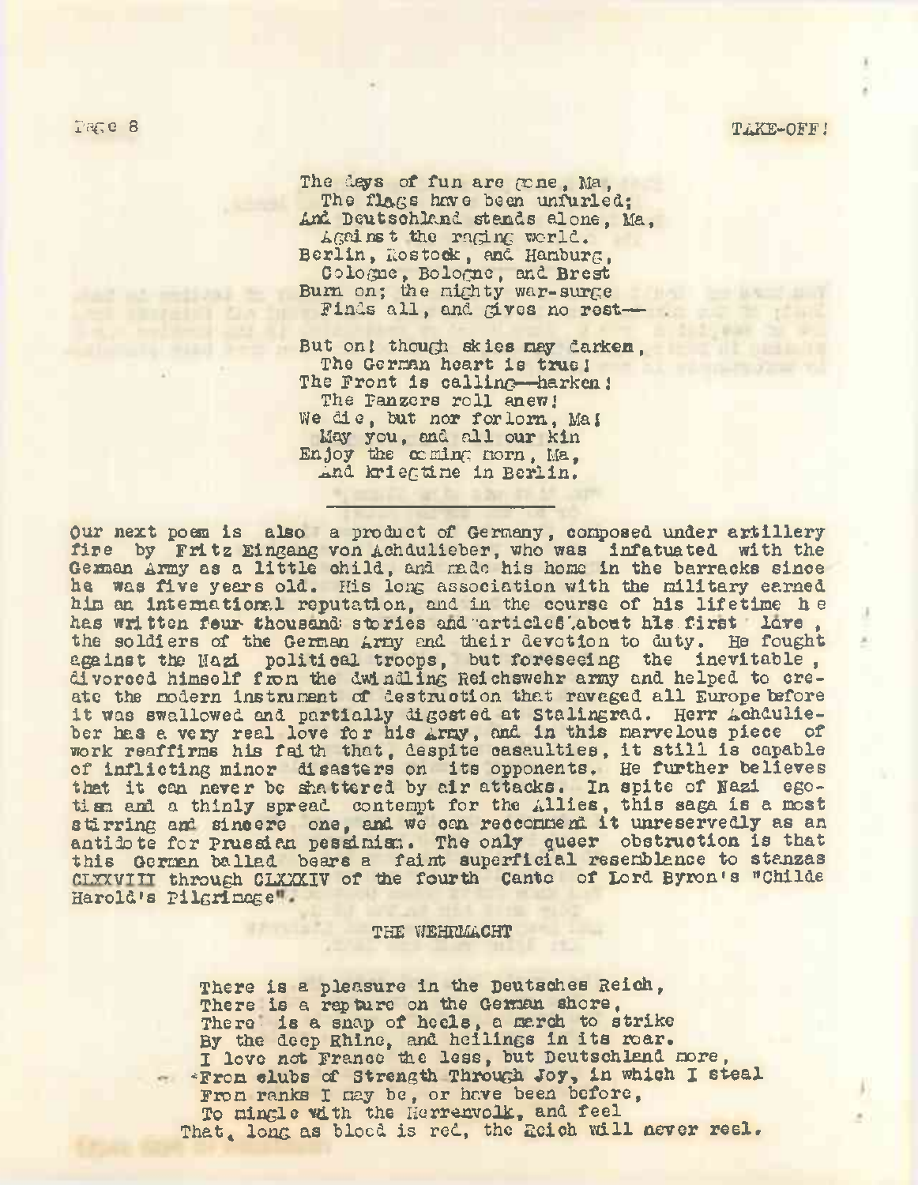The days of fun are gone, Ma,
  The flags have been unfurled;
And Deutschland stands alone, Ma,
  Against the raging world.
Berlin, Rostock, and Hamburg,
  Cologne, Bologne, and Brest
Burn on; the mighty war-surge
  Finds all, and gives no rest——

But on! though skies may darken,
  The German heart is true!
The Front is calling—harken!
  The Panzers roll anew!
We die, but nor forlorn, Ma!
  May you, and all our kin
Enjoy the coming morn, Ma,
  And kriegtime in Berlin.

---

Our next poem is also a product of Germany, composed under artillery fire by Fritz Eingang von Achdulieber, who was infatuated with the German Army as a little child, and made his home in the barracks since he was five years old. His long association with the military earned him an international reputation, and in the course of his lifetime he has written four thousand stories and articles about his first love, the soldiers of the German Army and their devotion to duty. He fought against the Nazi political troops, but foreseeing the inevitable, divorced himself from the dwindling Reichswehr army and helped to create the modern instrument of destruction that ravaged all Europe before it was swallowed and partially digested at Stalingrad. Herr Achdulieber has a very real love for his Army, and in this marvelous piece of work reaffirms his faith that, despite casaulties, it still is capable of inflicting minor disasters on its opponents. He further believes that it can never be shattered by air attacks. In spite of Nazi egotism and a thinly spread contempt for the Allies, this saga is a most stirring and sincere one, and we can reccommend it unreservedly as an antidote for Prussian pessimism. The only queer obstruction is that this German ballad bears a faint superficial resemblance to stanzas CLXXVIII through CLXXXIV of the fourth Canto of Lord Byron's "Childe Harold's Pilgrimage".

### THE WEHRMACHT

There is a pleasure in the Deutsches Reich,
There is a rapture on the German shore,
There is a snap of heels, a march to strike
By the deep Rhine, and heilings in its roar.
I love not France the less, but Deutschland more,
From clubs of Strength Through Joy, in which I steal
From ranks I may be, or have been before,
To mingle with the Herrenvolk, and feel
That, long as blood is red, the Reich will never reel.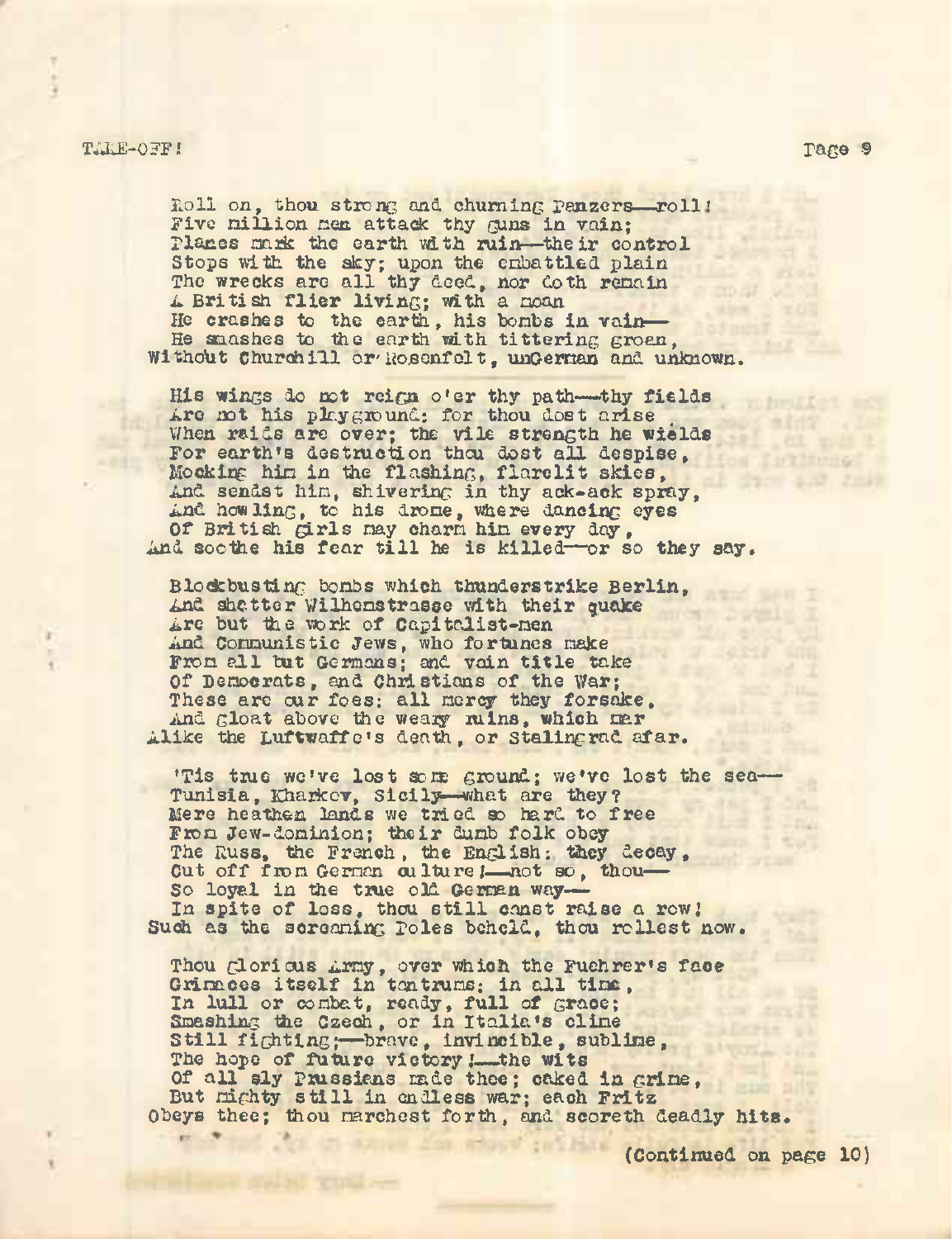Roll on, thou strong and churning Panzers—roll!
Five million men attack thy guns in vain;
Planes mark the earth with ruin—their control
Stops with the sky; upon the embattled plain
The wrecks are all thy deed, nor doth remain
A British flier living; with a moan
He crashes to the earth, his bombs in vain—
He smashes to the earth with tittering groan,
Without Churchill or Rosenfelt, unGerman and unknown.

His wings do not reign o'er thy path—thy fields
Are not his playground; for thou dost arise
When raids are over; the vile strength he wields
For earth's destruction thou dost all despise,
Mocking him in the flashing, flarelit skies,
And sendst him, shivering in thy ack-ack spray,
And howling, to his drome, where dancing eyes
Of British girls may charm him every day,
And soothe his fear till he is killed—or so they say.

Blockbusting bombs which thunderstrike Berlin,
And shatter Wilhemstrasse with their quake
Are but the work of Capitalist-men
And Communistic Jews, who fortunes make
From all but Germans; and vain title take
Of Democrats, and Christians of the War;
These are our foes: all mercy they forsake,
And gloat above the weary ruins, which mar
Alike the Luftwaffe's death, or Stalingrad afar.

'Tis true we've lost some ground; we've lost the sea—
Tunisia, Kharkov, Sicily—what are they?
Mere heathen lands we tried so hard to free
From Jew-dominion; their dumb folk obey
The Russ, the French, the English; they decay,
Cut off from German culture!—not so, thou—
So loyal in the true old German way—
In spite of loss, thou still canst raise a row!
Such as the screaming Poles beheld, thou rollest now.

Thou glorious Army, over which the Fuehrer's face
Grimaces itself in tantrums; in all time,
In lull or combat, ready, full of grace;
Smashing the Czech, or in Italia's clime
Still fighting;—brave, invincible, sublime,
The hope of future victory!—the wits
Of all sly Prussians made thee; caked in grime,
But mighty still in endless war; each Fritz
Obeys thee; thou marchest forth, and scoreth deadly hits.

(Continued on page 10)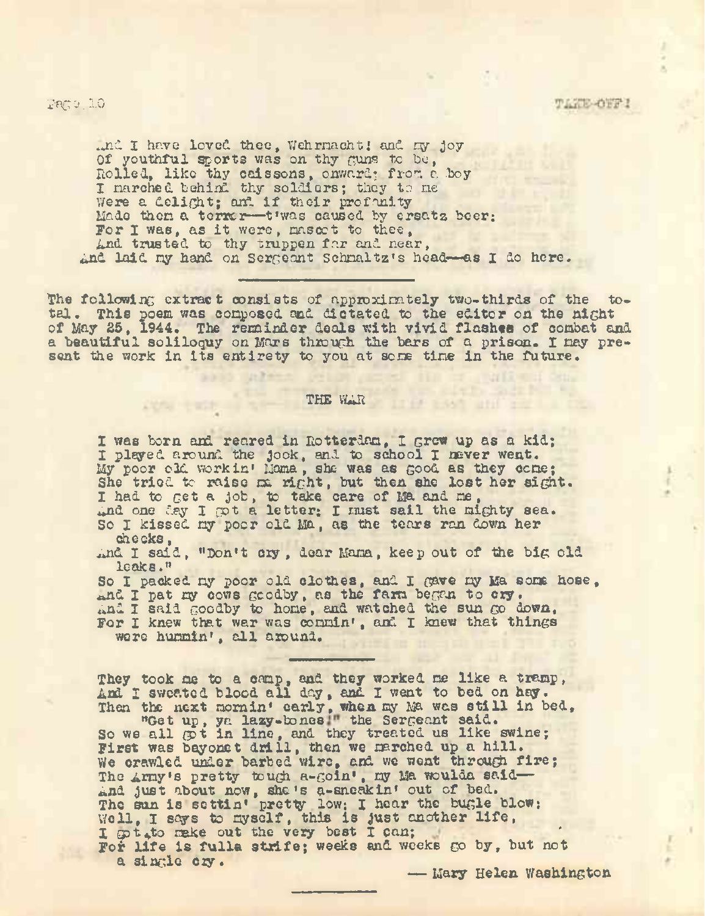And I have loved thee, Wehrmacht! and my joy
Of youthful sports was on thy guns to be,
Rolled, like thy caissons, onward; from a boy
I marched behind thy soldiers; they to me
Were a delight; and if their profanity
Made them a terror—t'was caused by ersatz beer:
For I was, as it were, mascot to thee,
And trusted to thy truppen far and near,
And laid my hand on Sergeant Schmaltz's head—as I do here.

---

The following extract consists of approximately two-thirds of the total. This poem was composed and dictated to the editor on the night of May 25, 1944. The reminder deals with vivid flashes of combat and a beautiful soliloquy on Mars through the bars of a prison. I may present the work in its entirety to you at some time in the future.

## THE WAR

I was born and reared in Rotterdam, I grew up as a kid;
I played around the jook, and to school I never went.
My poor old workin' Mama, she was as good as they come;
She tried to raise me right, but then she lost her sight.
I had to get a job, to take care of Ma and me,
And one day I got a letter: I must sail the mighty sea.
So I kissed my poor old Ma, as the tears ran down her
 cheeks,
And I said, "Don't cry, dear Mama, keep out of the big old
 leaks."
So I packed my poor old clothes, and I gave my Ma some hose,
And I pat my cows goodby, as the farm began to cry.
And I said goodby to home, and watched the sun go down,
For I knew that war was comin', and I knew that things
 were hummin', all around.

---

They took me to a camp, and they worked me like a tramp,
And I sweated blood all day, and I went to bed on hay.
Then the next mornin' early, when my Ma was still in bed,
 "Get up, ya lazy-bones!" the Sergeant said.
So we all got in line, and they treated us like swine;
First was bayonet drill, then we marched up a hill.
We crawled under barbed wire, and we went through fire;
The Army's pretty tough a-goin', my Ma woulda said—
And just about now, she's a-sneakin' out of bed.
The sun is settin' pretty low; I hear the bugle blow;
Well, I says to myself, this is just another life,
I got to make out the very best I can;
For life is fulla strife; weeks and weeks go by, but not
 a single cry.

— Mary Helen Washington